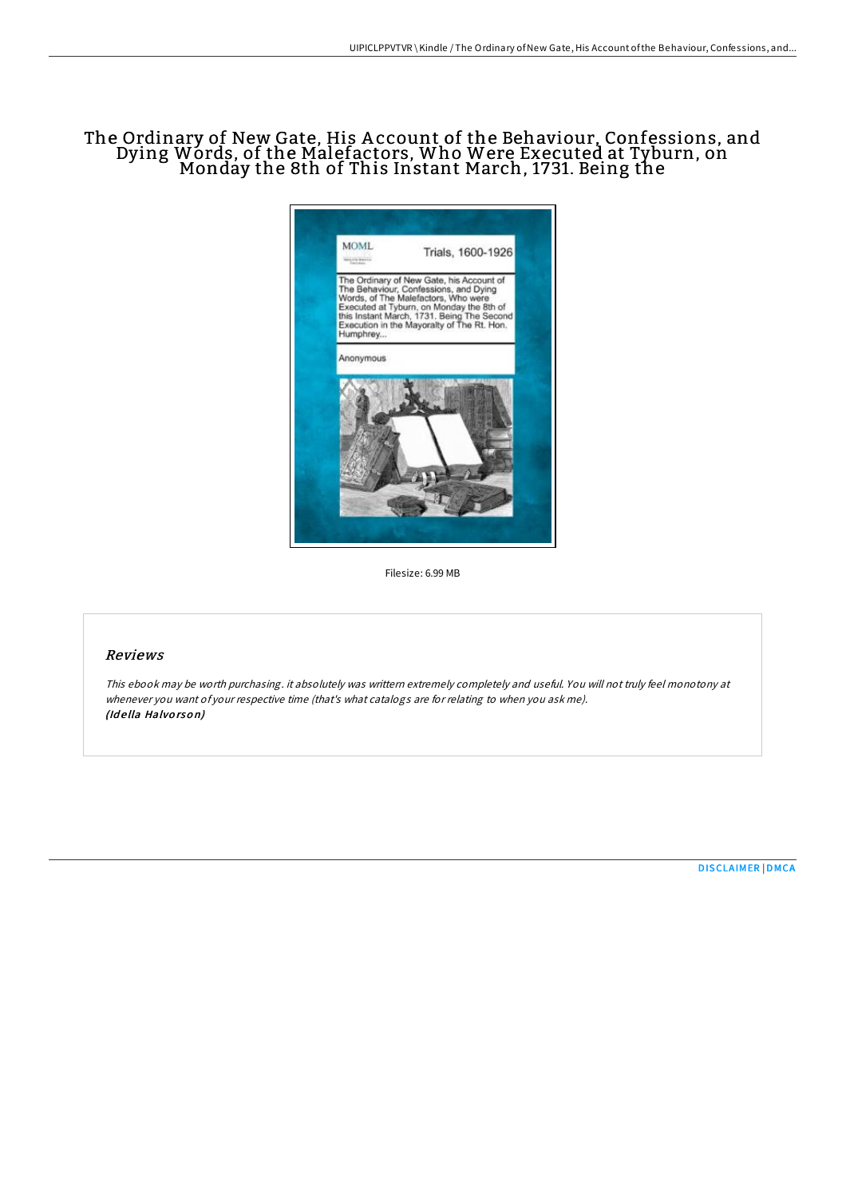# The Ordinary of New Gate, His Account of the Behaviour, Confessions, and Dying Words, of the Malefactors, Who Were Executed at Tyburn, on Monday the 8th of This Instant March, 1731. Being the

Filesize: 6.99 MB

## Reviews

*This ebook may be worth purchasing. it absolutely was writtern extremely completely and useful. You will not truly feel monotony at whenever you want of your respective time (that's what catalogs are for relating to when you ask me).*
***(Idella Halvorson)***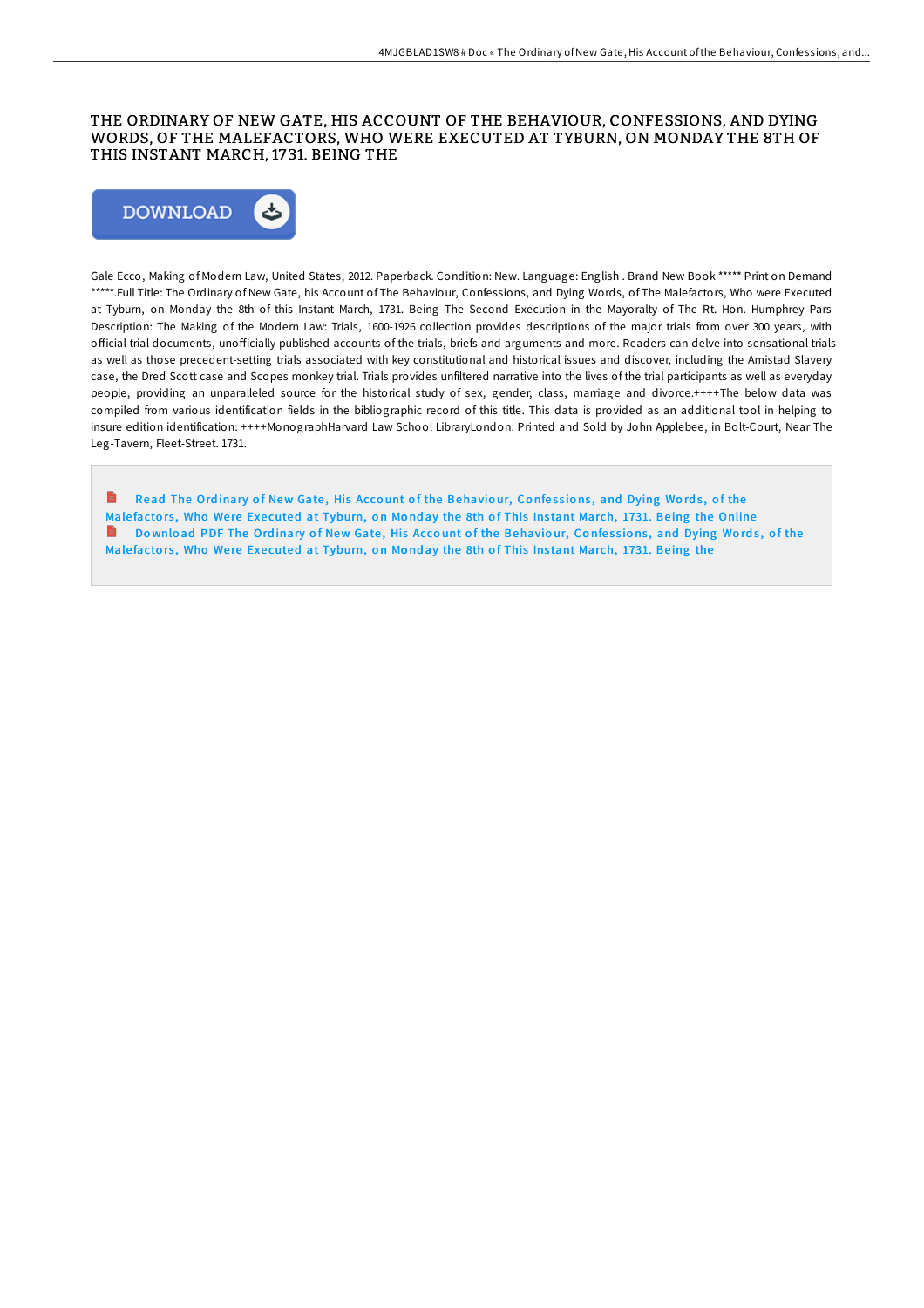# THE ORDINARY OF NEW GATE, HIS ACCOUNT OF THE BEHAVIOUR, CONFESSIONS, AND DYING WORDS, OF THE MALEFACTORS, WHO WERE EXECUTED AT TYBURN, ON MONDAY THE 8TH OF THIS INSTANT MARCH, 1731. BEING THE

DOWNLOAD

Gale Ecco, Making of Modern Law, United States, 2012. Paperback. Condition: New. Language: English . Brand New Book ***** Print on Demand *****.Full Title: The Ordinary of New Gate, his Account of The Behaviour, Confessions, and Dying Words, of The Malefactors, Who were Executed at Tyburn, on Monday the 8th of this Instant March, 1731. Being The Second Execution in the Mayoralty of The Rt. Hon. Humphrey Pars Description: The Making of the Modern Law: Trials, 1600-1926 collection provides descriptions of the major trials from over 300 years, with official trial documents, unofficially published accounts of the trials, briefs and arguments and more. Readers can delve into sensational trials as well as those precedent-setting trials associated with key constitutional and historical issues and discover, including the Amistad Slavery case, the Dred Scott case and Scopes monkey trial. Trials provides unfiltered narrative into the lives of the trial participants as well as everyday people, providing an unparalleled source for the historical study of sex, gender, class, marriage and divorce.++++The below data was compiled from various identification fields in the bibliographic record of this title. This data is provided as an additional tool in helping to insure edition identification: ++++MonographHarvard Law School LibraryLondon: Printed and Sold by John Applebee, in Bolt-Court, Near The Leg-Tavern, Fleet-Street. 1731.

Read The Ordinary of New Gate, His Account of the Behaviour, Confessions, and Dying Words, of the Malefactors, Who Were Executed at Tyburn, on Monday the 8th of This Instant March, 1731. Being the Online

Download PDF The Ordinary of New Gate, His Account of the Behaviour, Confessions, and Dying Words, of the Malefactors, Who Were Executed at Tyburn, on Monday the 8th of This Instant March, 1731. Being the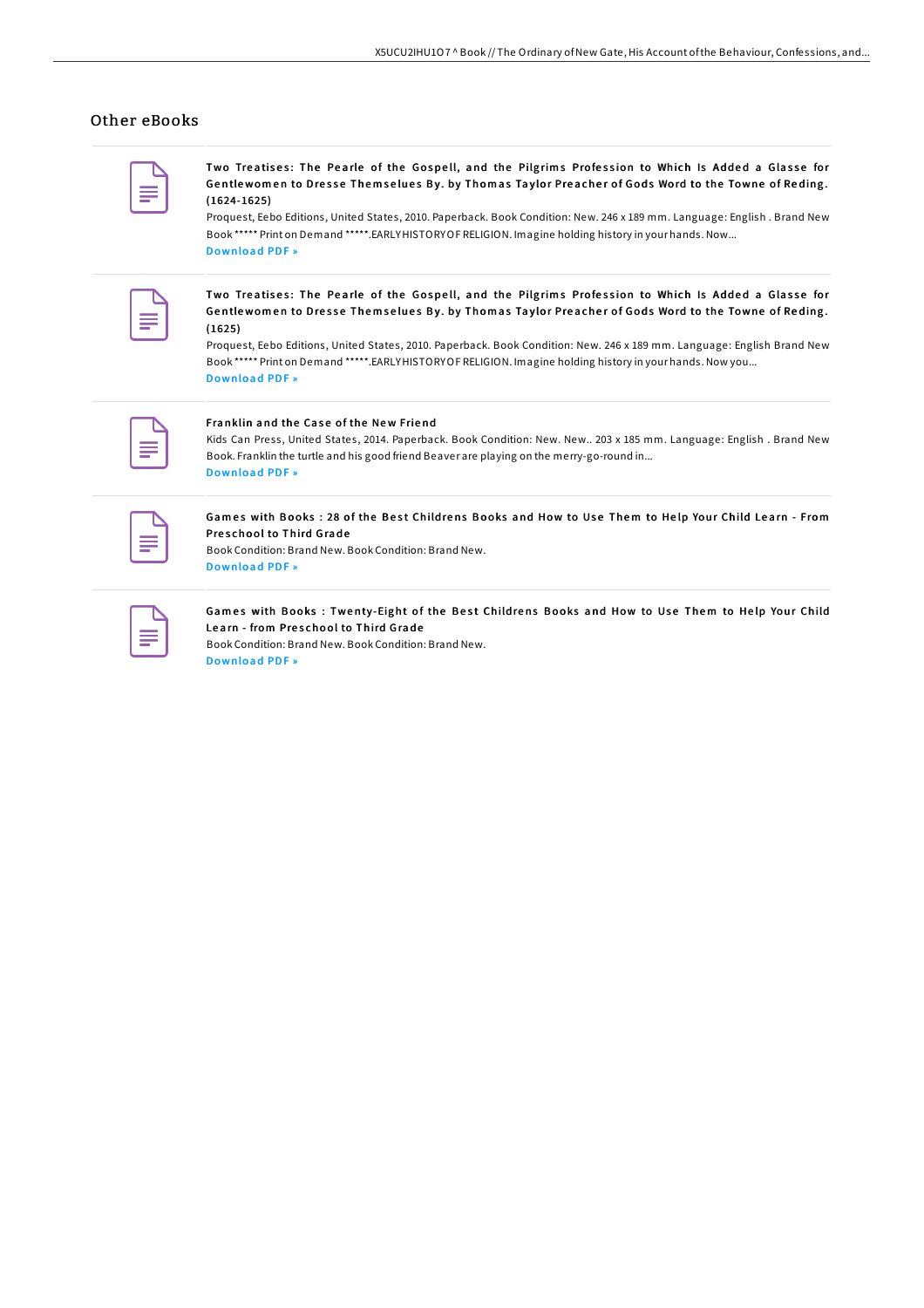## Other eBooks

**Two Treatises: The Pearle of the Gospell, and the Pilgrims Profession to Which Is Added a Glasse for Gentlewomen to Dresse Themselues By. by Thomas Taylor Preacher of Gods Word to the Towne of Reding. (1624-1625)**

Proquest, Eebo Editions, United States, 2010. Paperback. Book Condition: New. 246 x 189 mm. Language: English . Brand New Book ***** Print on Demand *****.EARLY HISTORY OF RELIGION. Imagine holding history in your hands. Now...

Download PDF »

**Two Treatises: The Pearle of the Gospell, and the Pilgrims Profession to Which Is Added a Glasse for Gentlewomen to Dresse Themselues By. by Thomas Taylor Preacher of Gods Word to the Towne of Reding. (1625)**

Proquest, Eebo Editions, United States, 2010. Paperback. Book Condition: New. 246 x 189 mm. Language: English Brand New Book ***** Print on Demand *****.EARLY HISTORY OF RELIGION. Imagine holding history in your hands. Now you...

Download PDF »

**Franklin and the Case of the New Friend**

Kids Can Press, United States, 2014. Paperback. Book Condition: New. New.. 203 x 185 mm. Language: English . Brand New Book. Franklin the turtle and his good friend Beaver are playing on the merry-go-round in...

Download PDF »

**Games with Books : 28 of the Best Childrens Books and How to Use Them to Help Your Child Learn - From Preschool to Third Grade**

Book Condition: Brand New. Book Condition: Brand New.

Download PDF »

**Games with Books : Twenty-Eight of the Best Childrens Books and How to Use Them to Help Your Child Learn - from Preschool to Third Grade**

Book Condition: Brand New. Book Condition: Brand New.

Download PDF »